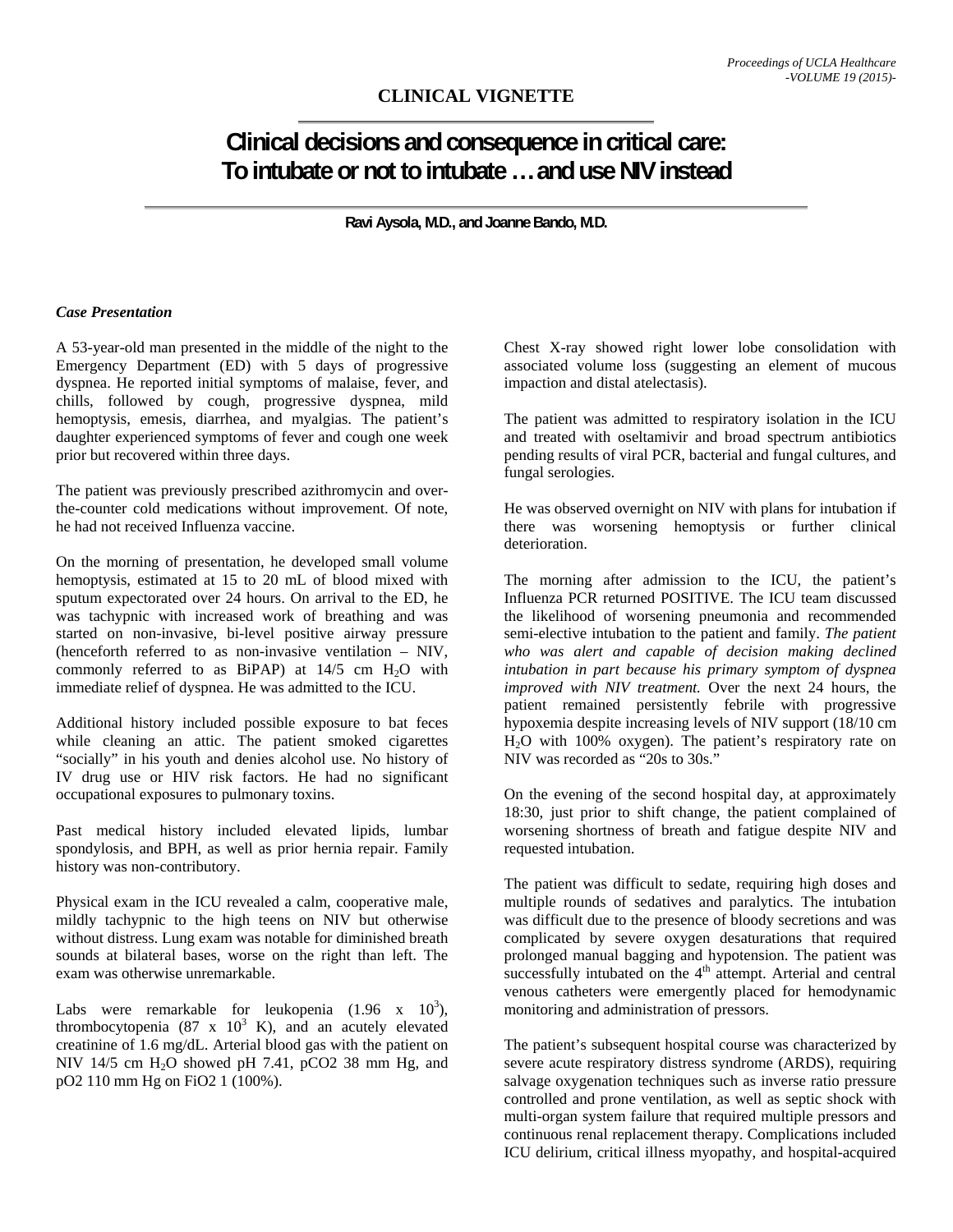## CLINICAL VIGNETTE

# Clinical decisions and consequence in critical care: To intubate or not to intubate … and use NIV instead

**Ravi Aysola, M.D., and Joanne Bando, M.D.**

### *Case Presentation*

A 53-year-old man presented in the middle of the night to the Emergency Department (ED) with 5 days of progressive dyspnea. He reported initial symptoms of malaise, fever, and chills, followed by cough, progressive dyspnea, mild hemoptysis, emesis, diarrhea, and myalgias. The patient's daughter experienced symptoms of fever and cough one week prior but recovered within three days.

The patient was previously prescribed azithromycin and over-the-counter cold medications without improvement. Of note, he had not received Influenza vaccine.

On the morning of presentation, he developed small volume hemoptysis, estimated at 15 to 20 mL of blood mixed with sputum expectorated over 24 hours. On arrival to the ED, he was tachypnic with increased work of breathing and was started on non-invasive, bi-level positive airway pressure (henceforth referred to as non-invasive ventilation – NIV, commonly referred to as BiPAP) at 14/5 cm $H_2O$ with immediate relief of dyspnea. He was admitted to the ICU.

Additional history included possible exposure to bat feces while cleaning an attic. The patient smoked cigarettes "socially" in his youth and denies alcohol use. No history of IV drug use or HIV risk factors. He had no significant occupational exposures to pulmonary toxins.

Past medical history included elevated lipids, lumbar spondylosis, and BPH, as well as prior hernia repair. Family history was non-contributory.

Physical exam in the ICU revealed a calm, cooperative male, mildly tachypnic to the high teens on NIV but otherwise without distress. Lung exam was notable for diminished breath sounds at bilateral bases, worse on the right than left. The exam was otherwise unremarkable.

Labs were remarkable for leukopenia ($1.96 \times 10^3$), thrombocytopenia ($87 \times 10^3$ K), and an acutely elevated creatinine of 1.6 mg/dL. Arterial blood gas with the patient on NIV 14/5 cm $H_2O$ showed pH 7.41, pCO2 38 mm Hg, and pO2 110 mm Hg on FiO2 1 (100%).

Chest X-ray showed right lower lobe consolidation with associated volume loss (suggesting an element of mucous impaction and distal atelectasis).

The patient was admitted to respiratory isolation in the ICU and treated with oseltamivir and broad spectrum antibiotics pending results of viral PCR, bacterial and fungal cultures, and fungal serologies.

He was observed overnight on NIV with plans for intubation if there was worsening hemoptysis or further clinical deterioration.

The morning after admission to the ICU, the patient's Influenza PCR returned POSITIVE. The ICU team discussed the likelihood of worsening pneumonia and recommended semi-elective intubation to the patient and family. *The patient who was alert and capable of decision making declined intubation in part because his primary symptom of dyspnea improved with NIV treatment.* Over the next 24 hours, the patient remained persistently febrile with progressive hypoxemia despite increasing levels of NIV support (18/10 cm $H_2O$ with 100% oxygen). The patient's respiratory rate on NIV was recorded as "20s to 30s."

On the evening of the second hospital day, at approximately 18:30, just prior to shift change, the patient complained of worsening shortness of breath and fatigue despite NIV and requested intubation.

The patient was difficult to sedate, requiring high doses and multiple rounds of sedatives and paralytics. The intubation was difficult due to the presence of bloody secretions and was complicated by severe oxygen desaturations that required prolonged manual bagging and hypotension. The patient was successfully intubated on the 4th attempt. Arterial and central venous catheters were emergently placed for hemodynamic monitoring and administration of pressors.

The patient's subsequent hospital course was characterized by severe acute respiratory distress syndrome (ARDS), requiring salvage oxygenation techniques such as inverse ratio pressure controlled and prone ventilation, as well as septic shock with multi-organ system failure that required multiple pressors and continuous renal replacement therapy. Complications included ICU delirium, critical illness myopathy, and hospital-acquired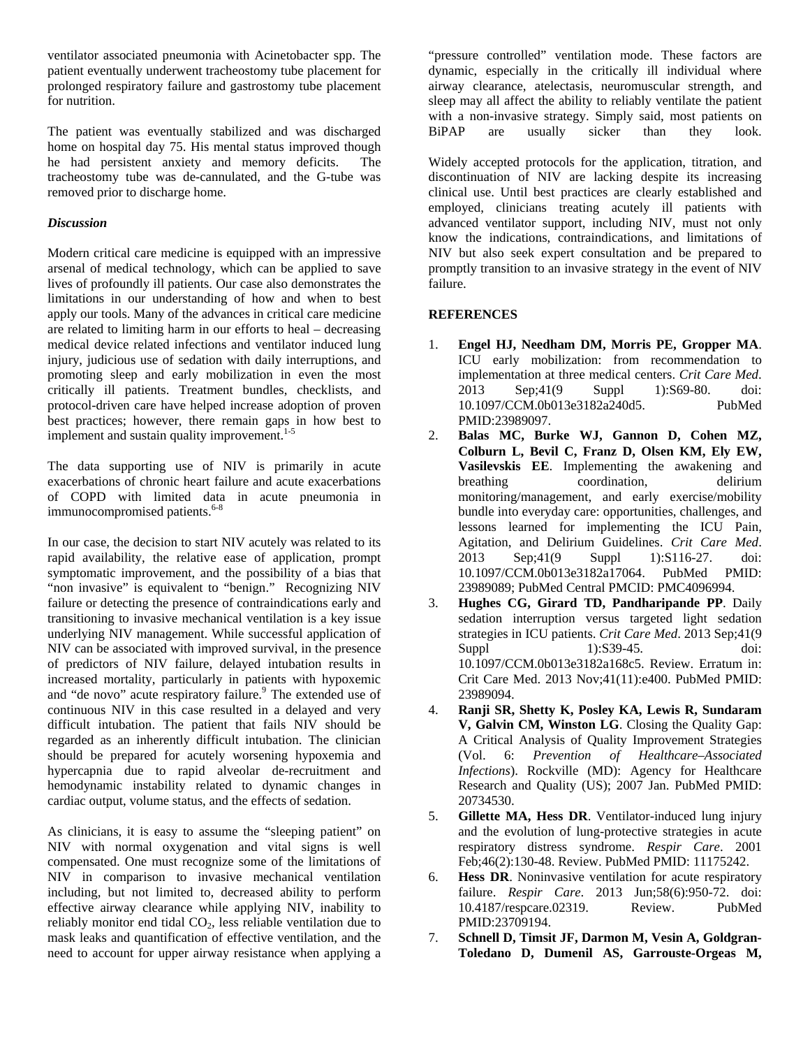ventilator associated pneumonia with Acinetobacter spp. The patient eventually underwent tracheostomy tube placement for prolonged respiratory failure and gastrostomy tube placement for nutrition.

The patient was eventually stabilized and was discharged home on hospital day 75. His mental status improved though he had persistent anxiety and memory deficits. The tracheostomy tube was de-cannulated, and the G-tube was removed prior to discharge home.

### *Discussion*

Modern critical care medicine is equipped with an impressive arsenal of medical technology, which can be applied to save lives of profoundly ill patients. Our case also demonstrates the limitations in our understanding of how and when to best apply our tools. Many of the advances in critical care medicine are related to limiting harm in our efforts to heal – decreasing medical device related infections and ventilator induced lung injury, judicious use of sedation with daily interruptions, and promoting sleep and early mobilization in even the most critically ill patients. Treatment bundles, checklists, and protocol-driven care have helped increase adoption of proven best practices; however, there remain gaps in how best to implement and sustain quality improvement.[1-5]

The data supporting use of NIV is primarily in acute exacerbations of chronic heart failure and acute exacerbations of COPD with limited data in acute pneumonia in immunocompromised patients.[6-8]

In our case, the decision to start NIV acutely was related to its rapid availability, the relative ease of application, prompt symptomatic improvement, and the possibility of a bias that "non invasive" is equivalent to "benign." Recognizing NIV failure or detecting the presence of contraindications early and transitioning to invasive mechanical ventilation is a key issue underlying NIV management. While successful application of NIV can be associated with improved survival, in the presence of predictors of NIV failure, delayed intubation results in increased mortality, particularly in patients with hypoxemic and "de novo" acute respiratory failure.[9] The extended use of continuous NIV in this case resulted in a delayed and very difficult intubation. The patient that fails NIV should be regarded as an inherently difficult intubation. The clinician should be prepared for acutely worsening hypoxemia and hypercapnia due to rapid alveolar de-recruitment and hemodynamic instability related to dynamic changes in cardiac output, volume status, and the effects of sedation.

As clinicians, it is easy to assume the "sleeping patient" on NIV with normal oxygenation and vital signs is well compensated. One must recognize some of the limitations of NIV in comparison to invasive mechanical ventilation including, but not limited to, decreased ability to perform effective airway clearance while applying NIV, inability to reliably monitor end tidal $CO_2$, less reliable ventilation due to mask leaks and quantification of effective ventilation, and the need to account for upper airway resistance when applying a "pressure controlled" ventilation mode. These factors are dynamic, especially in the critically ill individual where airway clearance, atelectasis, neuromuscular strength, and sleep may all affect the ability to reliably ventilate the patient with a non-invasive strategy. Simply said, most patients on BiPAP are usually sicker than they look.

Widely accepted protocols for the application, titration, and discontinuation of NIV are lacking despite its increasing clinical use. Until best practices are clearly established and employed, clinicians treating acutely ill patients with advanced ventilator support, including NIV, must not only know the indications, contraindications, and limitations of NIV but also seek expert consultation and be prepared to promptly transition to an invasive strategy in the event of NIV failure.

## REFERENCES

1. **Engel HJ, Needham DM, Morris PE, Gropper MA**. ICU early mobilization: from recommendation to implementation at three medical centers. *Crit Care Med*. 2013 Sep;41(9 Suppl 1):S69-80. doi: 10.1097/CCM.0b013e3182a240d5. PubMed PMID:23989097.
2. **Balas MC, Burke WJ, Gannon D, Cohen MZ, Colburn L, Bevil C, Franz D, Olsen KM, Ely EW, Vasilevskis EE**. Implementing the awakening and breathing coordination, delirium monitoring/management, and early exercise/mobility bundle into everyday care: opportunities, challenges, and lessons learned for implementing the ICU Pain, Agitation, and Delirium Guidelines. *Crit Care Med*. 2013 Sep;41(9 Suppl 1):S116-27. doi: 10.1097/CCM.0b013e3182a17064. PubMed PMID: 23989089; PubMed Central PMCID: PMC4096994.
3. **Hughes CG, Girard TD, Pandharipande PP**. Daily sedation interruption versus targeted light sedation strategies in ICU patients. *Crit Care Med*. 2013 Sep;41(9 Suppl 1):S39-45. doi: 10.1097/CCM.0b013e3182a168c5. Review. Erratum in: Crit Care Med. 2013 Nov;41(11):e400. PubMed PMID: 23989094.
4. **Ranji SR, Shetty K, Posley KA, Lewis R, Sundaram V, Galvin CM, Winston LG**. Closing the Quality Gap: A Critical Analysis of Quality Improvement Strategies (Vol. 6: *Prevention of Healthcare–Associated Infections*). Rockville (MD): Agency for Healthcare Research and Quality (US); 2007 Jan. PubMed PMID: 20734530.
5. **Gillette MA, Hess DR**. Ventilator-induced lung injury and the evolution of lung-protective strategies in acute respiratory distress syndrome. *Respir Care*. 2001 Feb;46(2):130-48. Review. PubMed PMID: 11175242.
6. **Hess DR**. Noninvasive ventilation for acute respiratory failure. *Respir Care*. 2013 Jun;58(6):950-72. doi: 10.4187/respcare.02319. Review. PubMed PMID:23709194.
7. **Schnell D, Timsit JF, Darmon M, Vesin A, Goldgran-Toledano D, Dumenil AS, Garrouste-Orgeas M,**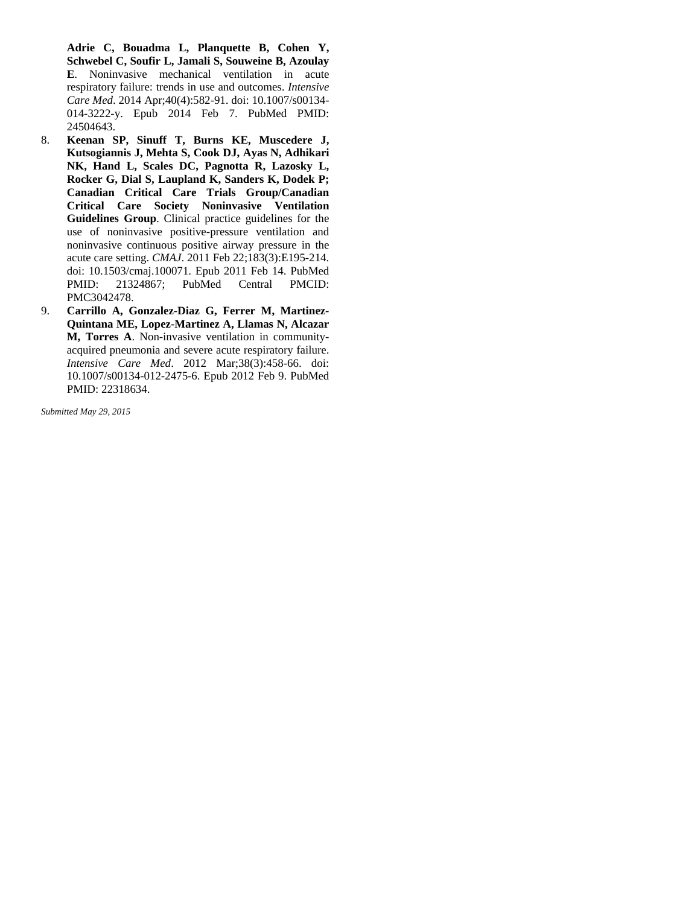**Adrie C, Bouadma L, Planquette B, Cohen Y, Schwebel C, Soufir L, Jamali S, Souweine B, Azoulay E**. Noninvasive mechanical ventilation in acute respiratory failure: trends in use and outcomes. *Intensive Care Med*. 2014 Apr;40(4):582-91. doi: 10.1007/s00134-014-3222-y. Epub 2014 Feb 7. PubMed PMID: 24504643.

8. **Keenan SP, Sinuff T, Burns KE, Muscedere J, Kutsogiannis J, Mehta S, Cook DJ, Ayas N, Adhikari NK, Hand L, Scales DC, Pagnotta R, Lazosky L, Rocker G, Dial S, Laupland K, Sanders K, Dodek P; Canadian Critical Care Trials Group/Canadian Critical Care Society Noninvasive Ventilation Guidelines Group**. Clinical practice guidelines for the use of noninvasive positive-pressure ventilation and noninvasive continuous positive airway pressure in the acute care setting. *CMAJ*. 2011 Feb 22;183(3):E195-214. doi: 10.1503/cmaj.100071. Epub 2011 Feb 14. PubMed PMID: 21324867; PubMed Central PMCID: PMC3042478.
9. **Carrillo A, Gonzalez-Diaz G, Ferrer M, Martinez-Quintana ME, Lopez-Martinez A, Llamas N, Alcazar M, Torres A**. Non-invasive ventilation in community-acquired pneumonia and severe acute respiratory failure. *Intensive Care Med*. 2012 Mar;38(3):458-66. doi: 10.1007/s00134-012-2475-6. Epub 2012 Feb 9. PubMed PMID: 22318634.

*Submitted May 29, 2015*